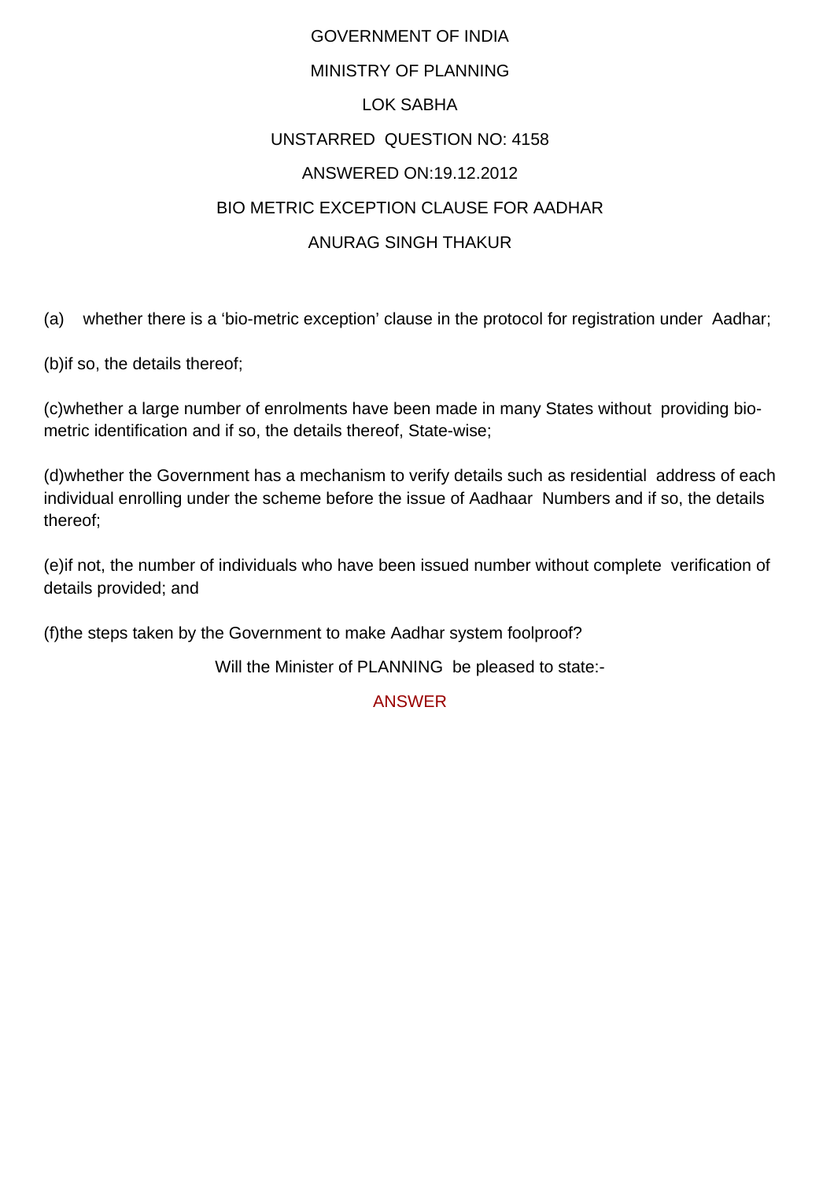GOVERNMENT OF INDIA

MINISTRY OF PLANNING

LOK SABHA

UNSTARRED QUESTION NO: 4158

ANSWERED ON:19.12.2012

BIO METRIC EXCEPTION CLAUSE FOR AADHAR

ANURAG SINGH THAKUR

(a) whether there is a 'bio-metric exception' clause in the protocol for registration under Aadhar;

(b)if so, the details thereof;

(c)whether a large number of enrolments have been made in many States without providing bio-metric identification and if so, the details thereof, State-wise;

(d)whether the Government has a mechanism to verify details such as residential address of each individual enrolling under the scheme before the issue of Aadhaar Numbers and if so, the details thereof;

(e)if not, the number of individuals who have been issued number without complete verification of details provided; and

(f)the steps taken by the Government to make Aadhar system foolproof?

Will the Minister of PLANNING be pleased to state:-

ANSWER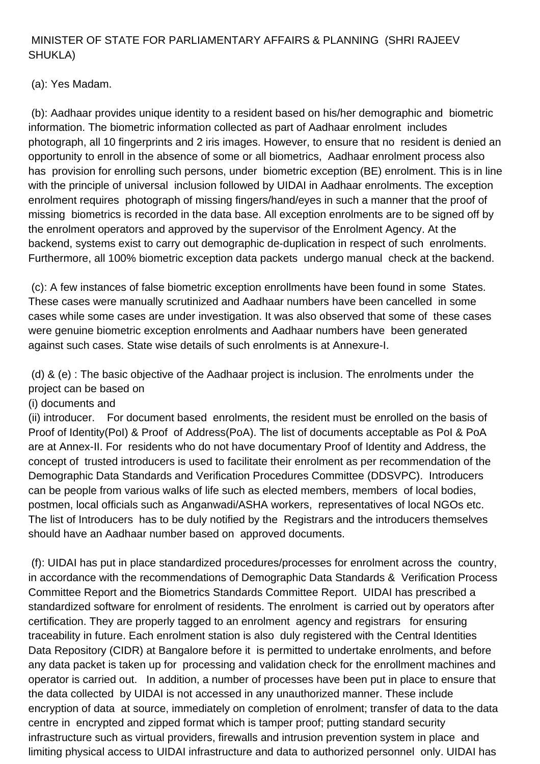MINISTER OF STATE FOR PARLIAMENTARY AFFAIRS & PLANNING (SHRI RAJEEV SHUKLA)

(a): Yes Madam.

(b): Aadhaar provides unique identity to a resident based on his/her demographic and biometric information. The biometric information collected as part of Aadhaar enrolment includes photograph, all 10 fingerprints and 2 iris images. However, to ensure that no resident is denied an opportunity to enroll in the absence of some or all biometrics, Aadhaar enrolment process also has provision for enrolling such persons, under biometric exception (BE) enrolment. This is in line with the principle of universal inclusion followed by UIDAI in Aadhaar enrolments. The exception enrolment requires photograph of missing fingers/hand/eyes in such a manner that the proof of missing biometrics is recorded in the data base. All exception enrolments are to be signed off by the enrolment operators and approved by the supervisor of the Enrolment Agency. At the backend, systems exist to carry out demographic de-duplication in respect of such enrolments. Furthermore, all 100% biometric exception data packets undergo manual check at the backend.

(c): A few instances of false biometric exception enrollments have been found in some States. These cases were manually scrutinized and Aadhaar numbers have been cancelled in some cases while some cases are under investigation. It was also observed that some of these cases were genuine biometric exception enrolments and Aadhaar numbers have been generated against such cases. State wise details of such enrolments is at Annexure-I.

(d) & (e) : The basic objective of the Aadhaar project is inclusion. The enrolments under the project can be based on
(i) documents and
(ii) introducer. For document based enrolments, the resident must be enrolled on the basis of Proof of Identity(PoI) & Proof of Address(PoA). The list of documents acceptable as PoI & PoA are at Annex-II. For residents who do not have documentary Proof of Identity and Address, the concept of trusted introducers is used to facilitate their enrolment as per recommendation of the Demographic Data Standards and Verification Procedures Committee (DDSVPC). Introducers can be people from various walks of life such as elected members, members of local bodies, postmen, local officials such as Anganwadi/ASHA workers, representatives of local NGOs etc. The list of Introducers has to be duly notified by the Registrars and the introducers themselves should have an Aadhaar number based on approved documents.

(f): UIDAI has put in place standardized procedures/processes for enrolment across the country, in accordance with the recommendations of Demographic Data Standards & Verification Process Committee Report and the Biometrics Standards Committee Report. UIDAI has prescribed a standardized software for enrolment of residents. The enrolment is carried out by operators after certification. They are properly tagged to an enrolment agency and registrars for ensuring traceability in future. Each enrolment station is also duly registered with the Central Identities Data Repository (CIDR) at Bangalore before it is permitted to undertake enrolments, and before any data packet is taken up for processing and validation check for the enrollment machines and operator is carried out. In addition, a number of processes have been put in place to ensure that the data collected by UIDAI is not accessed in any unauthorized manner. These include encryption of data at source, immediately on completion of enrolment; transfer of data to the data centre in encrypted and zipped format which is tamper proof; putting standard security infrastructure such as virtual providers, firewalls and intrusion prevention system in place and limiting physical access to UIDAI infrastructure and data to authorized personnel only. UIDAI has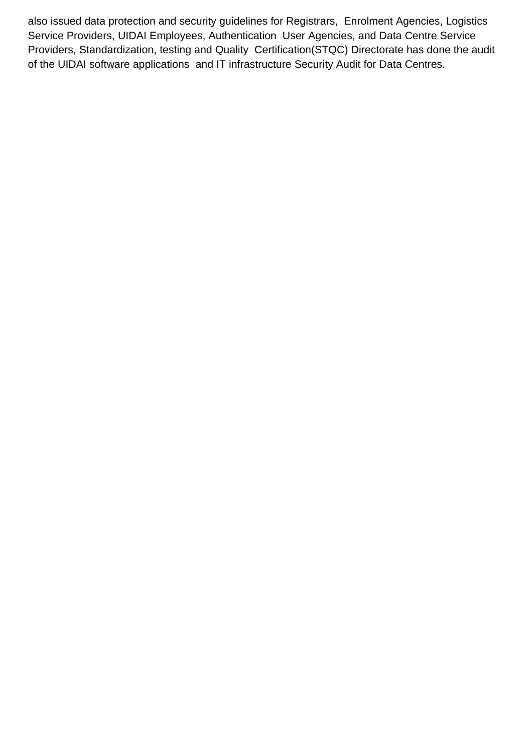also issued data protection and security guidelines for Registrars, Enrolment Agencies, Logistics Service Providers, UIDAI Employees, Authentication User Agencies, and Data Centre Service Providers, Standardization, testing and Quality Certification(STQC) Directorate has done the audit of the UIDAI software applications and IT infrastructure Security Audit for Data Centres.